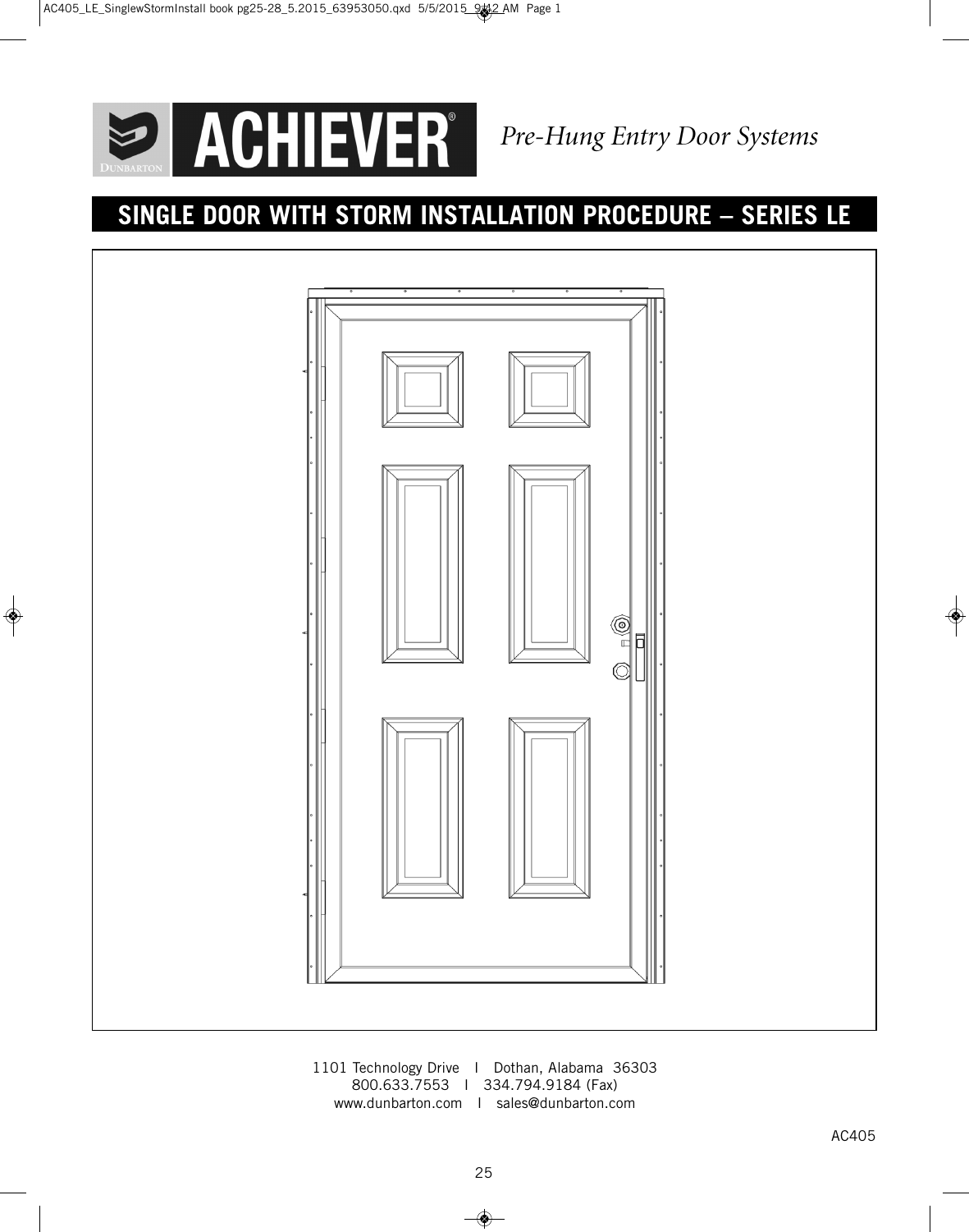ACHIEVER®

*Pre-Hung Entry Door Systems*

# SINGLE DOOR WITH STORM INSTALLATION PROCEDURE – SERIES LE

1101 Technology Drive | Dothan, Alabama 36303
800.633.7553 | 334.794.9184 (Fax)
www.dunbarton.com | sales@dunbarton.com

AC405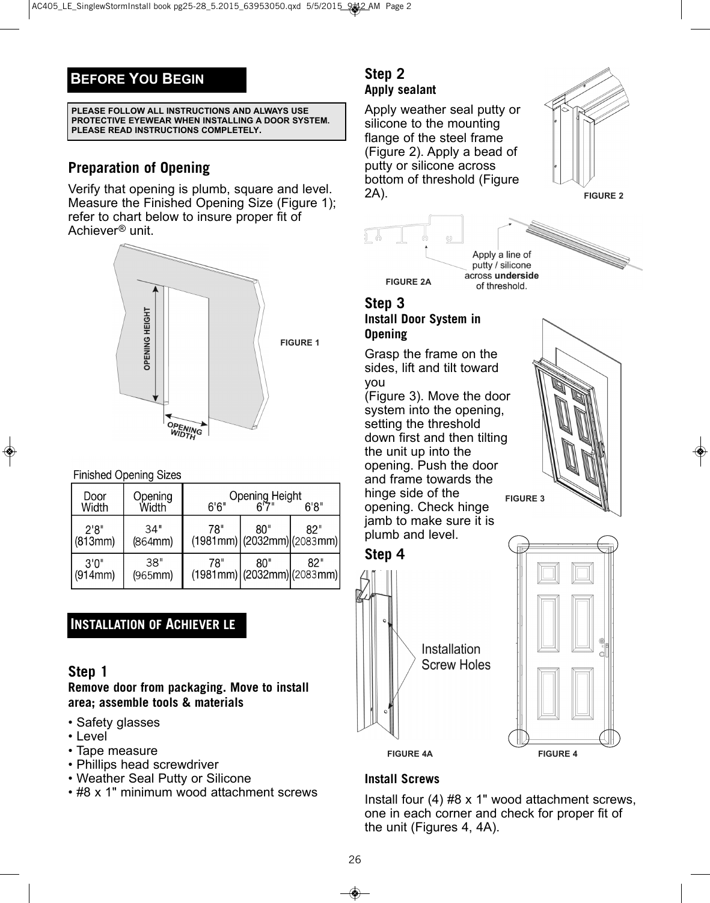## BEFORE YOU BEGIN

**PLEASE FOLLOW ALL INSTRUCTIONS AND ALWAYS USE PROTECTIVE EYEWEAR WHEN INSTALLING A DOOR SYSTEM. PLEASE READ INSTRUCTIONS COMPLETELY.**

### Preparation of Opening

Verify that opening is plumb, square and level. Measure the Finished Opening Size (Figure 1); refer to chart below to insure proper fit of Achiever® unit.

OPENING HEIGHT

OPENING WIDTH

FIGURE 1

**Finished Opening Sizes**

| Door Width | Opening Width | Opening Height 6'6" | 6'7" | 6'8" |
|---|---|---|---|---|
| 2'8" (813mm) | 34" (864mm) | 78" (1981mm) | 80" (2032mm) | 82" (2083mm) |
| 3'0" (914mm) | 38" (965mm) | 78" (1981mm) | 80" (2032mm) | 82" (2083mm) |

## INSTALLATION OF ACHIEVER LE

### Step 1
**Remove door from packaging. Move to install area; assemble tools & materials**

- Safety glasses
- Level
- Tape measure
- Phillips head screwdriver
- Weather Seal Putty or Silicone
- #8 x 1" minimum wood attachment screws

### Step 2
**Apply sealant**

Apply weather seal putty or silicone to the mounting flange of the steel frame (Figure 2). Apply a bead of putty or silicone across bottom of threshold (Figure 2A).

FIGURE 2

Apply a line of putty / silicone across **underside** of threshold.

FIGURE 2A

### Step 3
**Install Door System in Opening**

Grasp the frame on the sides, lift and tilt toward you
(Figure 3). Move the door system into the opening, setting the threshold down first and then tilting the unit up into the opening. Push the door and frame towards the hinge side of the opening. Check hinge jamb to make sure it is plumb and level.

FIGURE 3

### Step 4

Installation Screw Holes

FIGURE 4A

FIGURE 4

**Install Screws**

Install four (4) #8 x 1" wood attachment screws, one in each corner and check for proper fit of the unit (Figures 4, 4A).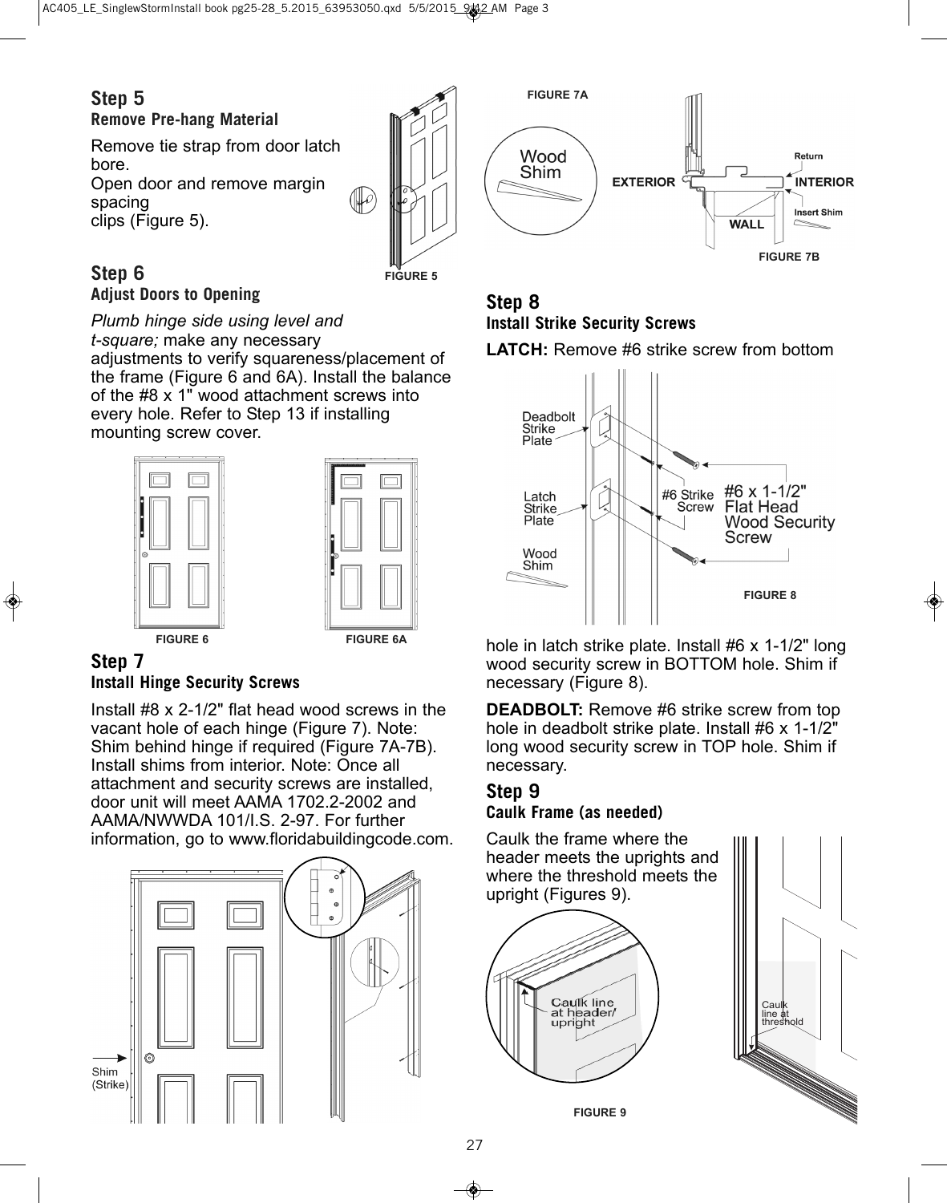## Step 5
### Remove Pre-hang Material

Remove tie strap from door latch bore.
Open door and remove margin spacing
clips (Figure 5).

FIGURE 5

## Step 6
### Adjust Doors to Opening

*Plumb hinge side using level and t-square;* make any necessary adjustments to verify squareness/placement of the frame (Figure 6 and 6A). Install the balance of the #8 x 1" wood attachment screws into every hole. Refer to Step 13 if installing mounting screw cover.

FIGURE 6 FIGURE 6A

## Step 7
### Install Hinge Security Screws

Install #8 x 2-1/2" flat head wood screws in the vacant hole of each hinge (Figure 7). Note: Shim behind hinge if required (Figure 7A-7B). Install shims from interior. Note: Once all attachment and security screws are installed, door unit will meet AAMA 1702.2-2002 and AAMA/NWWDA 101/I.S. 2-97. For further information, go to www.floridabuildingcode.com.

Shim (Strike)

FIGURE 7A

Wood Shim

EXTERIOR Return INTERIOR Insert Shim WALL

FIGURE 7B

## Step 8
### Install Strike Security Screws

**LATCH:** Remove #6 strike screw from bottom hole in latch strike plate. Install #6 x 1-1/2" long wood security screw in BOTTOM hole. Shim if necessary (Figure 8).

Deadbolt Strike Plate

Latch Strike Plate

Wood Shim

#6 Strike Screw

#6 x 1-1/2" Flat Head Wood Security Screw

FIGURE 8

**DEADBOLT:** Remove #6 strike screw from top hole in deadbolt strike plate. Install #6 x 1-1/2" long wood security screw in TOP hole. Shim if necessary.

## Step 9
### Caulk Frame (as needed)

Caulk the frame where the header meets the uprights and where the threshold meets the upright (Figures 9).

Caulk line at header/ upright

Caulk line at threshold

FIGURE 9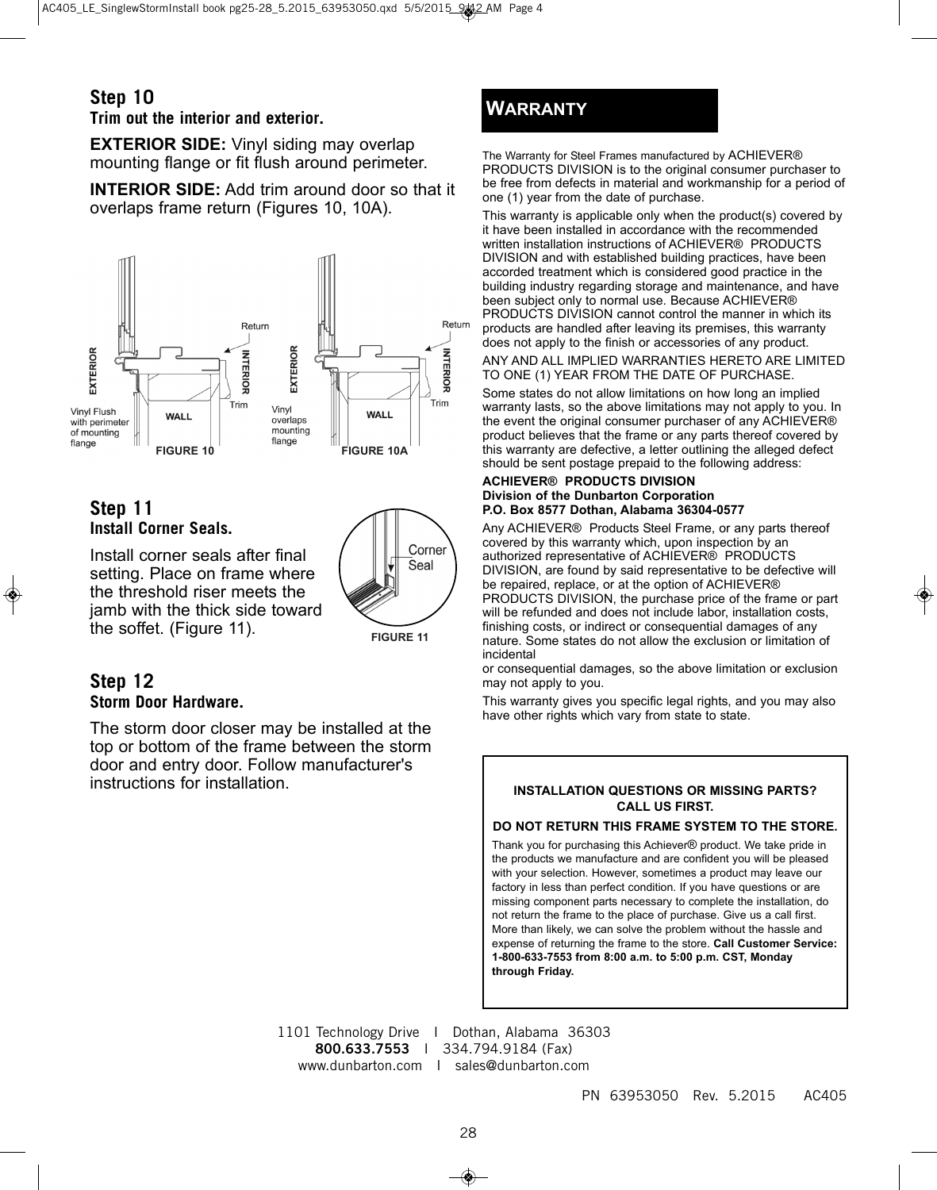## Step 10

**Trim out the interior and exterior.**

**EXTERIOR SIDE:** Vinyl siding may overlap mounting flange or fit flush around perimeter.

**INTERIOR SIDE:** Add trim around door so that it overlaps frame return (Figures 10, 10A).

EXTERIOR
INTERIOR
Return
Trim
WALL
Vinyl Flush with perimeter of mounting flange
FIGURE 10

EXTERIOR
INTERIOR
Return
Trim
WALL
Vinyl overlaps mounting flange
FIGURE 10A

## Step 11

**Install Corner Seals.**

Install corner seals after final setting. Place on frame where the threshold riser meets the jamb with the thick side toward the soffet. (Figure 11).

Corner Seal
FIGURE 11

## Step 12

**Storm Door Hardware.**

The storm door closer may be installed at the top or bottom of the frame between the storm door and entry door. Follow manufacturer's instructions for installation.

## WARRANTY

The Warranty for Steel Frames manufactured by ACHIEVER® PRODUCTS DIVISION is to the original consumer purchaser to be free from defects in material and workmanship for a period of one (1) year from the date of purchase.

This warranty is applicable only when the product(s) covered by it have been installed in accordance with the recommended written installation instructions of ACHIEVER® PRODUCTS DIVISION and with established building practices, have been accorded treatment which is considered good practice in the building industry regarding storage and maintenance, and have been subject only to normal use. Because ACHIEVER® PRODUCTS DIVISION cannot control the manner in which its products are handled after leaving its premises, this warranty does not apply to the finish or accessories of any product.

ANY AND ALL IMPLIED WARRANTIES HERETO ARE LIMITED TO ONE (1) YEAR FROM THE DATE OF PURCHASE.

Some states do not allow limitations on how long an implied warranty lasts, so the above limitations may not apply to you. In the event the original consumer purchaser of any ACHIEVER® product believes that the frame or any parts thereof covered by this warranty are defective, a letter outlining the alleged defect should be sent postage prepaid to the following address:

**ACHIEVER® PRODUCTS DIVISION**
**Division of the Dunbarton Corporation**
**P.O. Box 8577 Dothan, Alabama 36304-0577**

Any ACHIEVER® Products Steel Frame, or any parts thereof covered by this warranty which, upon inspection by an authorized representative of ACHIEVER® PRODUCTS DIVISION, are found by said representative to be defective will be repaired, replace, or at the option of ACHIEVER® PRODUCTS DIVISION, the purchase price of the frame or part will be refunded and does not include labor, installation costs, finishing costs, or indirect or consequential damages of any nature. Some states do not allow the exclusion or limitation of incidental or consequential damages, so the above limitation or exclusion may not apply to you.

This warranty gives you specific legal rights, and you may also have other rights which vary from state to state.

**INSTALLATION QUESTIONS OR MISSING PARTS? CALL US FIRST.**

**DO NOT RETURN THIS FRAME SYSTEM TO THE STORE.**

Thank you for purchasing this Achiever® product. We take pride in the products we manufacture and are confident you will be pleased with your selection. However, sometimes a product may leave our factory in less than perfect condition. If you have questions or are missing component parts necessary to complete the installation, do not return the frame to the place of purchase. Give us a call first. More than likely, we can solve the problem without the hassle and expense of returning the frame to the store. **Call Customer Service: 1-800-633-7553 from 8:00 a.m. to 5:00 p.m. CST, Monday through Friday.**

1101 Technology Drive | Dothan, Alabama 36303
**800.633.7553** | 334.794.9184 (Fax)
www.dunbarton.com | sales@dunbarton.com

PN 63953050 Rev. 5.2015 AC405